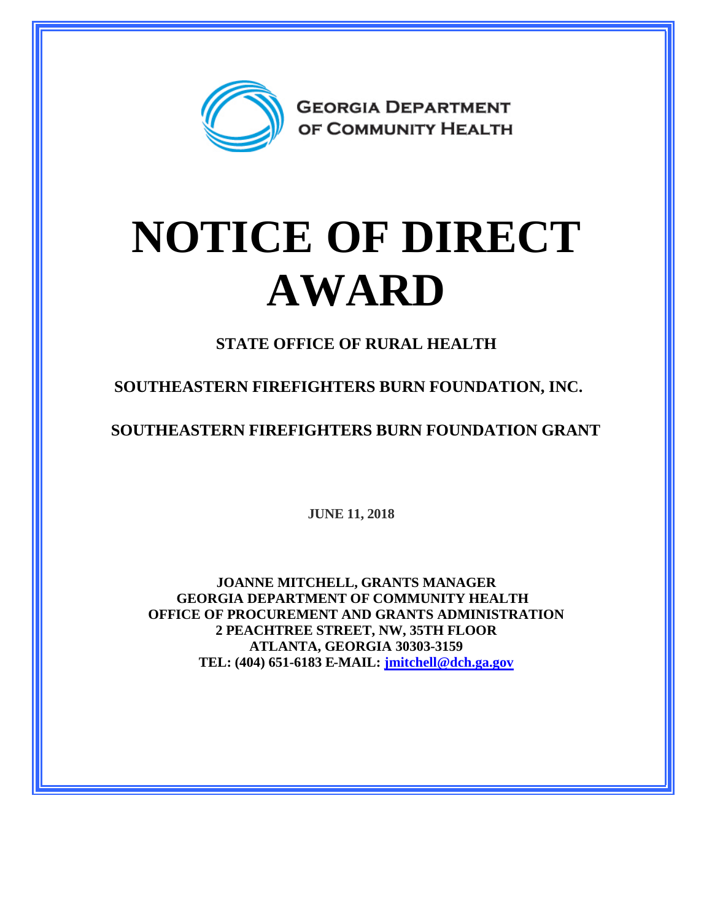**GEORGIA DEPARTMENT OF COMMUNITY HEALTH**

# NOTICE OF DIRECT AWARD

**STATE OFFICE OF RURAL HEALTH**

**SOUTHEASTERN FIREFIGHTERS BURN FOUNDATION, INC.**

**SOUTHEASTERN FIREFIGHTERS BURN FOUNDATION GRANT**

**JUNE 11, 2018**

**JOANNE MITCHELL, GRANTS MANAGER**
**GEORGIA DEPARTMENT OF COMMUNITY HEALTH**
**OFFICE OF PROCUREMENT AND GRANTS ADMINISTRATION**
**2 PEACHTREE STREET, NW, 35TH FLOOR**
**ATLANTA, GEORGIA 30303-3159**
**TEL: (404) 651-6183 E-MAIL: [jmitchell@dch.ga.gov](mailto:jmitchell@dch.ga.gov)**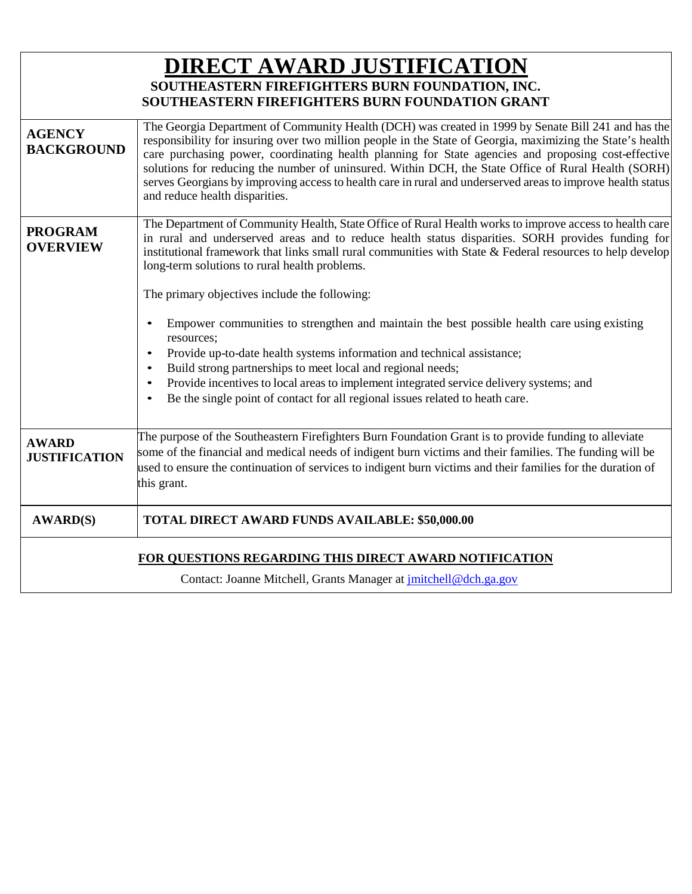# DIRECT AWARD JUSTIFICATION

**SOUTHEASTERN FIREFIGHTERS BURN FOUNDATION, INC.**
**SOUTHEASTERN FIREFIGHTERS BURN FOUNDATION GRANT**

| | |
|---|---|
| **AGENCY BACKGROUND** | The Georgia Department of Community Health (DCH) was created in 1999 by Senate Bill 241 and has the responsibility for insuring over two million people in the State of Georgia, maximizing the State's health care purchasing power, coordinating health planning for State agencies and proposing cost-effective solutions for reducing the number of uninsured. Within DCH, the State Office of Rural Health (SORH) serves Georgians by improving access to health care in rural and underserved areas to improve health status and reduce health disparities. |
| **PROGRAM OVERVIEW** | The Department of Community Health, State Office of Rural Health works to improve access to health care in rural and underserved areas and to reduce health status disparities. SORH provides funding for institutional framework that links small rural communities with State & Federal resources to help develop long-term solutions to rural health problems.<br><br>The primary objectives include the following:<br><br>• Empower communities to strengthen and maintain the best possible health care using existing resources;<br>• Provide up-to-date health systems information and technical assistance;<br>• Build strong partnerships to meet local and regional needs;<br>• Provide incentives to local areas to implement integrated service delivery systems; and<br>• Be the single point of contact for all regional issues related to heath care. |
| **AWARD JUSTIFICATION** | The purpose of the Southeastern Firefighters Burn Foundation Grant is to provide funding to alleviate some of the financial and medical needs of indigent burn victims and their families. The funding will be used to ensure the continuation of services to indigent burn victims and their families for the duration of this grant. |
| **AWARD(S)** | **TOTAL DIRECT AWARD FUNDS AVAILABLE: $50,000.00** |

**FOR QUESTIONS REGARDING THIS DIRECT AWARD NOTIFICATION**

Contact: Joanne Mitchell, Grants Manager at jmitchell@dch.ga.gov